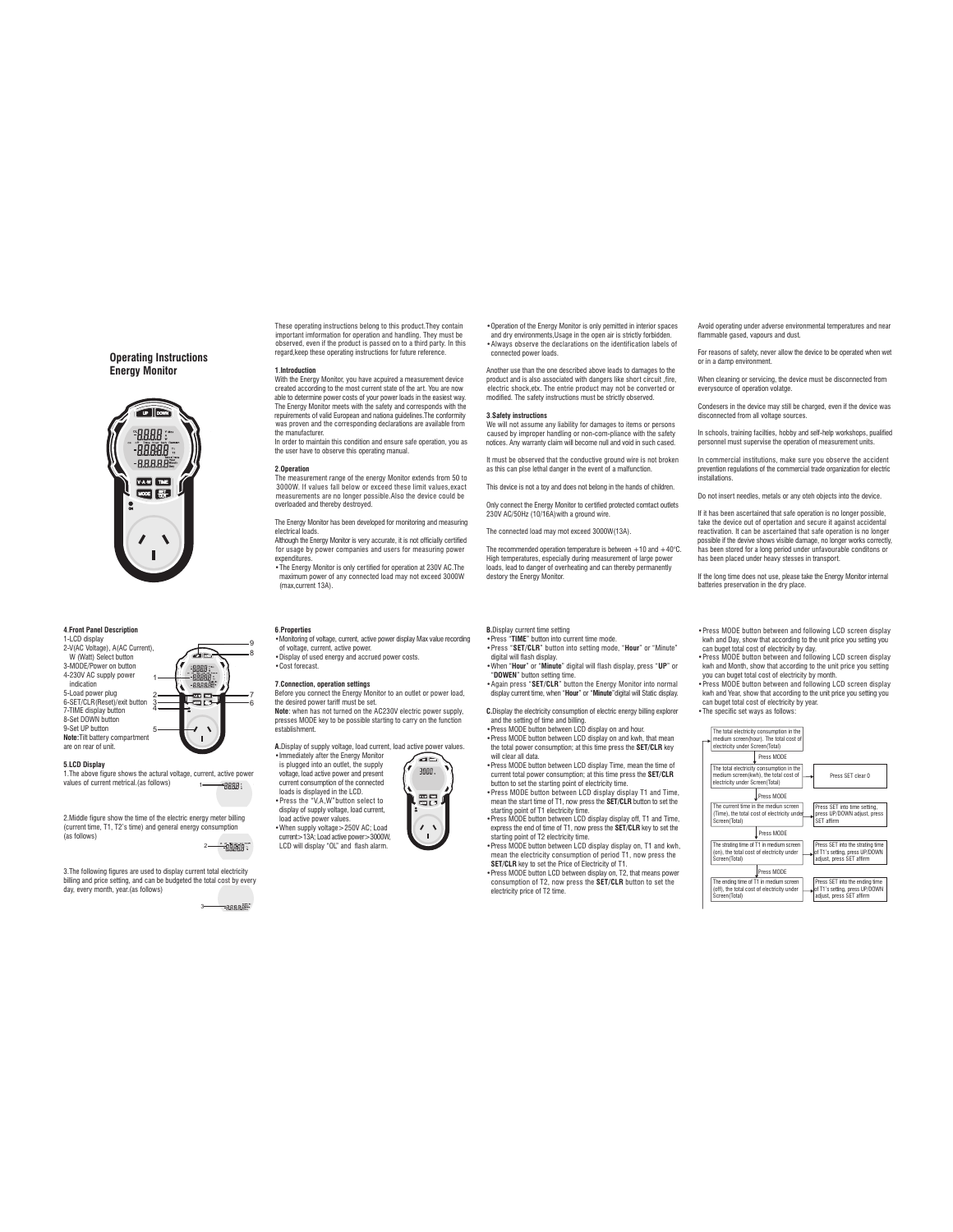# Operating Instructions
# Energy Monitor

These operating instructions belong to this product.They contain important information for operation and handling. They must be observed, even if the product is passed on to a third party. In this regard,keep these operating instructions for future reference.

**1.Introduction**

With the Energy Monitor, you have acquired a measurement device created according to the most current state of the art. You are now able to determine power costs of your power loads in the easiest way. The Energy Monitor meets with the safety and corresponds with the repuirements of valid European and nationa guidelines.The conformity was proven and the corresponding declarations are available from the manufacturer.

In order to maintain this condition and ensure safe operation, you as the user have to observe this operating manual.

**2.Operation**

The measurement range of the energy Monitor extends from 50 to 3000W. If values fall below or exceed these limit values,exact measurements are no longer possible.Also the device could be overloaded and thereby destroyed.

The Energy Monitor has been developed for monitoring and measuring electrical loads.

Although the Energy Monitor is very accurate, it is not officially certified for usage by power companies and users for measuring power expenditures.

- The Energy Monitor is only certified for operation at 230V AC.The maximum power of any connected load may not exceed 3000W (max,current 13A).
- Operation of the Energy Monitor is only permitted in interior spaces and dry environments,Usage in the open air is strictly forbidden.
- Always observe the declarations on the identification labels of connected power loads.

Another use than the one described above leads to damages to the product and is also associated with dangers like short circuit ,fire, electric shock,etx. The entrie product may not be converted or modified. The safety instructions must be strictly observed.

**3.Safety instructions**

We will not assume any liability for damages to items or persons caused by improper handling or non-com-pliance with the safety notices. Any warranty claim will become null and void in such cased.

It must be observed that the conductive ground wire is not broken as this can plse lethal danger in the event of a malfunction.

This device is not a toy and does not belong in the hands of children.

Only connect the Energy Monitor to certified protected comtact outlets 230V AC/50Hz (10/16A)with a ground wire.

The connected load may not exceed 3000W(13A).

The recommended operation temperature is between +10 and +40°C. High temperatures, especially during measurement of large power loads, lead to danger of overheating and can thereby permanently destory the Energy Monitor.

Avoid operating under adverse environmental temperatures and near flammable gased, vapours and dust.

For reasons of safety, never allow the device to be operated when wet or in a damp environment.

When cleaning or servicing, the device must be disconnected from everysource of operation volatge.

Condesers in the device may still be charged, even if the device was disconnected from all voltage sources.

In schools, training facilties, hobby and self-help workshops, pualified personnel must supervise the operation of measurement units.

In commercial institutions, make sure you observe the accident prevention regulations of the commercial trade organization for electric installations.

Do not insert needles, metals or any oteh objects into the device.

If it has been ascertained that safe operation is no longer possible, take the device out of opertation and secure it against accidental reactivation. It can be ascertained that safe operation is no longer possible if the devive shows visible damage, no longer works correctly, has been stored for a long period under unfavourable conditons or has been placed under heavy stesses in transport.

If the long time does not use, please take the Energy Monitor internal batteries preservation in the dry place.

**4.Front Panel Description**

1-LCD display
2-V(AC Voltage), A(AC Current), W (Watt) Select button
3-MODE/Power on button
4-230V AC supply power indication
5-Load power plug
6-SET/CLR(Reset)/exit button
7-TIME display button
8-Set DOWN button
9-Set UP button
**Note:**Tilt battery compartment are on rear of unit.

**5.LCD Display**

1.The above figure shows the actural voltage, current, active power values of current metrical.(as follows)

2.Middle figure show the time of the electric energy meter billing (current time, T1, T2's time) and general energy consumption (as follows)

3.The following figures are used to display current total electricity billing and price setting, and can be budgeted the total cost by every day, every month, year.(as follows)

**6.Properties**

- Monitoring of voltage, current, active power display Max value recording of voltage, current, active power.
- Display of used energy and accrued power costs.
- Cost forecast.

**7.Connection, operation settings**

Before you connect the Energy Monitor to an outlet or power load, the desired power tariff must be set.

**Note**: when has not turned on the AC230V electric power supply, presses MODE key to be possible starting to carry on the function establishment.

**A.**Display of supply voltage, load current, load active power values.

- Immediately after the Energy Monitor is plugged into an outlet, the supply voltage, load active power and present current consumption of the connected loads is displayed in the LCD.
- Press the "V,A,W"button select to display of supply voltage, load current, load active power values.
- When supply voltage>250V AC; Load current>13A; Load active power>3000W, LCD will display "OL" and flash alarm.

**B.**Display current time setting

- Press "**TIME**" button into current time mode.
- Press "**SET/CLR**" button into setting mode, "**Hour**" or "Minute" digital will flash display.
- When "**Hour**" or "**Minute**" digital will flash display, press "**UP**" or "**DOWEN**" button setting time.
- Again press "**SET/CLR**" button the Energy Monitor into normal display current time, when "**Hour**" or "**Minute**"digital will Static display.

**C.**Display the electricity consumption of electric energy billing explorer and the setting of time and billing.

- Press MODE button between LCD display on and hour.
- Press MODE button between LCD display on and kwh, that mean the total power consumption; at this time press the **SET/CLR** key will clear all data.
- Press MODE button between LCD display Time, mean the time of current total power consumption; at this time press the **SET/CLR** button to set the starting point of electricity time.
- Press MODE button between LCD display display T1 and Time, mean the start time of T1, now press the **SET/CLR** button to set the starting point of T1 electricity time.
- Press MODE button between LCD display display off, T1 and Time, express the end of time of T1, now press the **SET/CLR** key to set the starting point of T2 electricity time.
- Press MODE button between LCD display on, T1 and kwh, mean the electricity consumption of period T1, now press the **SET/CLR** key to set the Price of Electricity of T1.
- Press MODE button LCD between display on, T2, that means power consumption of T2, now press the **SET/CLR** button to set the electricity price of T2 time.
- Press MODE button between and following LCD screen display kwh and Day, show that according to the unit price you setting you can buget total cost of electricity by day.
- Press MODE button between and following LCD screen display kwh and Month, show that according to the unit price you setting you can buget total cost of electricity by month.
- Press MODE button between and following LCD screen display kwh and Year, show that according to the unit price you setting you can buget total cost of electricity by year.
- The specific set ways as follows:

The total electricity consumption in the medium screen(hour). The total cost of electricity under Screen(Total)

Press MODE

The total electricity consumption in the medium screen(kwh), the total cost of electricity under Screen(Total) → Press SET clear 0

Press MODE

The current time in the medium screen (Time), the total cost of electricity under Screen(Total) → Press SET into time setting, press UP/DOWN adjust, press SET affirm

Press MODE

The strating time of T1 in medium screen (on), the total cost of electricity under Screen(Total) → Press SET into the strating time of T1's setting, press UP/DOWN adjust, press SET affirm

Press MODE

The ending time of T1 in medium screen (off), the total cost of electricity under Screen(Total) → Press SET into the ending time of T1's setting, press UP/DOWN adjust, press SET affirm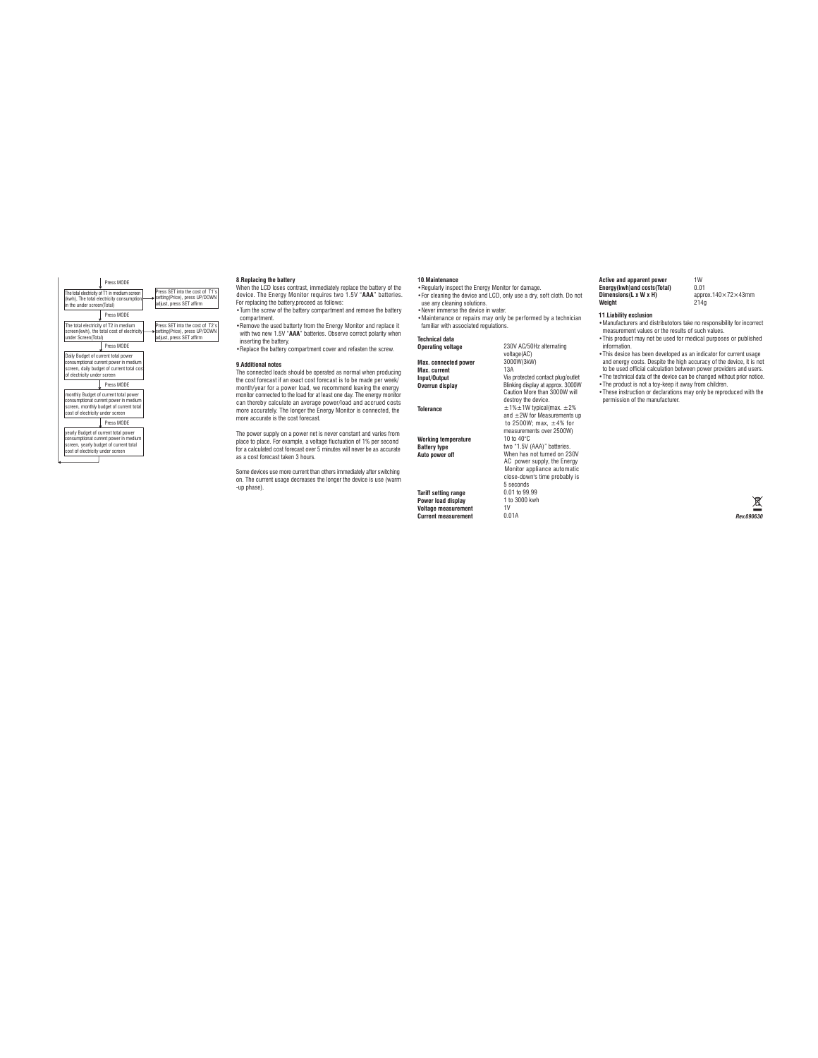Press MODE

The total electricity of T1 in medium screen (kwh), The total electricity consumption in the under screen(Total)

Press SET into the cost of T1's setting(Price), press UP/DOWN adjust, press SET affirm

Press MODE

The total electricity of T2 in medium screen(kwh), the total cost of electricity under Screen(Total)

Press SET into the cost of T2's setting(Price), press UP/DOWN adjust, press SET affirm

Press MODE

Daily Budget of current total power consumptionat current power in medium screen, daily budget of current total cost of electricity under screen

Press MODE

monthly Budget of current total power consumptionat current power in medium screen, monthly budget of current total cost of electricity under screen

Press MODE

yearly Budget of current total power consumptionat current power in medium screen, yearly budget of current total cost of electricity under screen

### 8.Replacing the battery

When the LCD loses contrast, immediately replace the battery of the device. The Energy Monitor requires two 1.5V "**AAA**" batteries. For replacing the battery,proceed as follows:

- Turn the screw of the battery compartment and remove the battery compartment.
- Remove the used batterty from the Energy Monitor and replace it with two new 1.5V "**AAA**" batteries. Observe correct polarity when inserting the battery.
- Replace the battery compartment cover and refasten the screw.

### 9.Additional notes

The connected loads should be operated as normal when producing the cost forecast if an exact cost forecast is to be made per week/ month/year for a power load, we recommend leaving the energy monitor connected to the load for at least one day. The energy monitor can thereby calculate an average power/load and accrued costs more accurately. The longer the Energy Monitor is connected, the more accurate is the cost forecast.

The power supply on a power net is never constant and varies from place to place. For example, a voltage fluctuation of 1% per second for a calculated cost forecast over 5 minutes will never be as accurate as a cost forecast taken 3 hours.

Some devices use more current than others immediately after switching on. The current usage decreases the longer the device is use (warm -up phase).

### 10.Maintenance

- Regularly inspect the Energy Monitor for damage.
- For cleaning the device and LCD, only use a dry, soft cloth. Do not use any cleaning solutions.
- Never immerse the device in water.
- Maintenance or repairs may only be performed by a technician familiar with associated regulations.

### Technical data

| | |
|---|---|
| **Operating voltage** | 230V AC/50Hz alternating voltage(AC) |
| **Max. connected power** | 3000W(3kW) |
| **Max. current** | 13A |
| **Input/Output** | Via protected contact plug/outlet |
| **Overrun display** | Blinking display at approx. 3000W Caution More than 3000W will destroy the device. |
| **Tolerance** | ±1%±1W typical(max. ±2% and ±2W for Measurements up to 2500W; max. ±4% for measurements over 2500W) |
| **Working temperature** | 10 to 40°C |
| **Battery type** | two "1.5V (AAA)" batteries. |
| **Auto power off** | When has not turned on 230V AC power supply, the Energy Monitor appliance automatic close-down's time probably is 5 seconds |
| **Tariff setting range** | 0.01 to 99.99 |
| **Power load display** | 1 to 3000 kwh |
| **Voltage measurement** | 1V |
| **Current measurement** | 0.01A |
| **Active and apparent power** | 1W |
| **Energy(kwh)and costs(Total)** | 0.01 |
| **Dimensions(L x W x H)** | approx.140×72×43mm |
| **Weight** | 214g |

### 11.Liability exclusion

- Manufacturers and distributotors take no responsibility for incorrect measurement values or the results of such values.
- This product may not be used for medical purposes or published information.
- This desice has been developed as an indicator for current usage and energy costs. Despite the high accuracy of the device, it is not to be used official calculation between power providers and users.
- The technical data of the device can be changed without prior notice.
- The product is not a toy-keep it away from children.
- These instruction or declarations may only be reproduced with the permission of the manufacturer.

*Rev.090630*